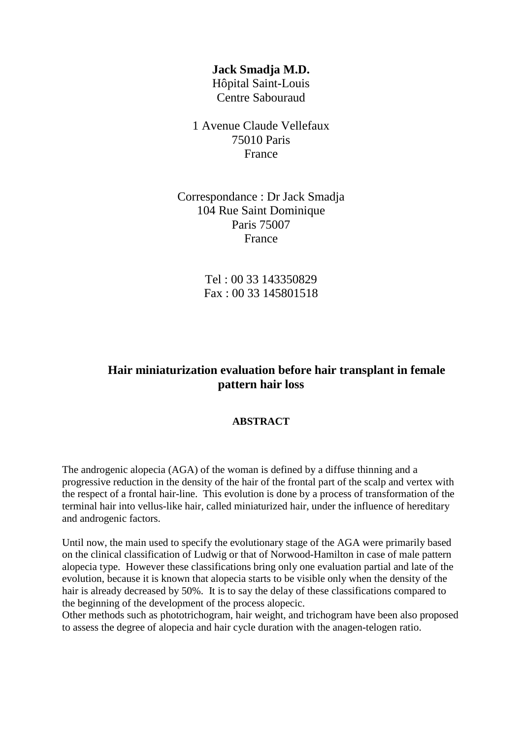**Jack Smadja M.D.**
Hôpital Saint-Louis
Centre Sabouraud

1 Avenue Claude Vellefaux
75010 Paris
France

Correspondance : Dr Jack Smadja
104 Rue Saint Dominique
Paris 75007
France

Tel : 00 33 143350829
Fax : 00 33 145801518

# Hair miniaturization evaluation before hair transplant in female pattern hair loss

## ABSTRACT

The androgenic alopecia (AGA) of the woman is defined by a diffuse thinning and a progressive reduction in the density of the hair of the frontal part of the scalp and vertex with the respect of a frontal hair-line. This evolution is done by a process of transformation of the terminal hair into vellus-like hair, called miniaturized hair, under the influence of hereditary and androgenic factors.

Until now, the main used to specify the evolutionary stage of the AGA were primarily based on the clinical classification of Ludwig or that of Norwood-Hamilton in case of male pattern alopecia type. However these classifications bring only one evaluation partial and late of the evolution, because it is known that alopecia starts to be visible only when the density of the hair is already decreased by 50%. It is to say the delay of these classifications compared to the beginning of the development of the process alopecic.
Other methods such as phototrichogram, hair weight, and trichogram have been also proposed to assess the degree of alopecia and hair cycle duration with the anagen-telogen ratio.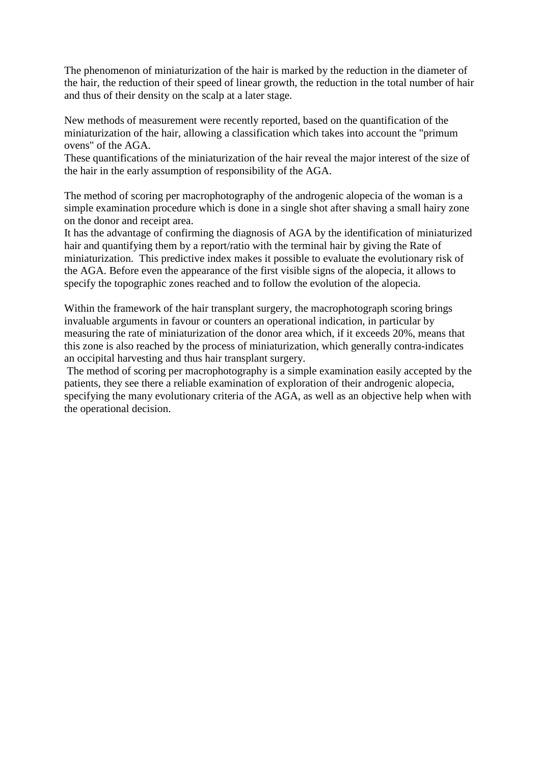The phenomenon of miniaturization of the hair is marked by the reduction in the diameter of the hair, the reduction of their speed of linear growth, the reduction in the total number of hair and thus of their density on the scalp at a later stage.

New methods of measurement were recently reported, based on the quantification of the miniaturization of the hair, allowing a classification which takes into account the "primum ovens" of the AGA.
These quantifications of the miniaturization of the hair reveal the major interest of the size of the hair in the early assumption of responsibility of the AGA.

The method of scoring per macrophotography of the androgenic alopecia of the woman is a simple examination procedure which is done in a single shot after shaving a small hairy zone on the donor and receipt area.
It has the advantage of confirming the diagnosis of AGA by the identification of miniaturized hair and quantifying them by a report/ratio with the terminal hair by giving the Rate of miniaturization. This predictive index makes it possible to evaluate the evolutionary risk of the AGA. Before even the appearance of the first visible signs of the alopecia, it allows to specify the topographic zones reached and to follow the evolution of the alopecia.

Within the framework of the hair transplant surgery, the macrophotograph scoring brings invaluable arguments in favour or counters an operational indication, in particular by measuring the rate of miniaturization of the donor area which, if it exceeds 20%, means that this zone is also reached by the process of miniaturization, which generally contra-indicates an occipital harvesting and thus hair transplant surgery.
The method of scoring per macrophotography is a simple examination easily accepted by the patients, they see there a reliable examination of exploration of their androgenic alopecia, specifying the many evolutionary criteria of the AGA, as well as an objective help when with the operational decision.